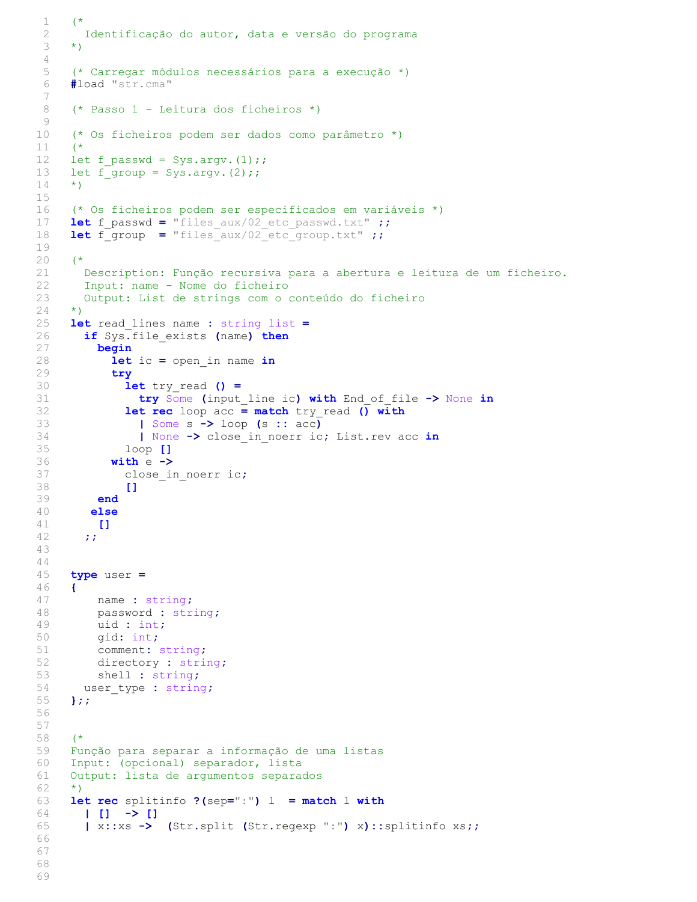```ocaml
(*
  Identificação do autor, data e versão do programa
*)

(* Carregar módulos necessários para a execução *)
#load "str.cma"

(* Passo 1 - Leitura dos ficheiros *)

(* Os ficheiros podem ser dados como parâmetro *)
(*
let f_passwd = Sys.argv.(1);;
let f_group = Sys.argv.(2);;
*)

(* Os ficheiros podem ser especificados em variáveis *)
let f_passwd = "files_aux/02_etc_passwd.txt" ;;
let f_group  = "files_aux/02_etc_group.txt" ;;

(*
  Description: Função recursiva para a abertura e leitura de um ficheiro.
  Input: name - Nome do ficheiro
  Output: List de strings com o conteúdo do ficheiro
*)
let read_lines name : string list =
  if Sys.file_exists (name) then
    begin
      let ic = open_in name in
      try
        let try_read () =
          try Some (input_line ic) with End_of_file -> None in
        let rec loop acc = match try_read () with
          | Some s -> loop (s :: acc)
          | None -> close_in_noerr ic; List.rev acc in
        loop []
      with e ->
        close_in_noerr ic;
        []
    end
   else
    []
  ;;


type user =
{
    name : string;
    password : string;
    uid : int;
    gid: int;
    comment: string;
    directory : string;
    shell : string;
  user_type : string;
};;


(*
Função para separar a informação de uma listas
Input: (opcional) separador, lista
Output: lista de argumentos separados
*)
let rec splitinfo ?(sep=":") l  = match l with
  | []  -> []
  | x::xs ->  (Str.split (Str.regexp ":") x)::splitinfo xs;;
```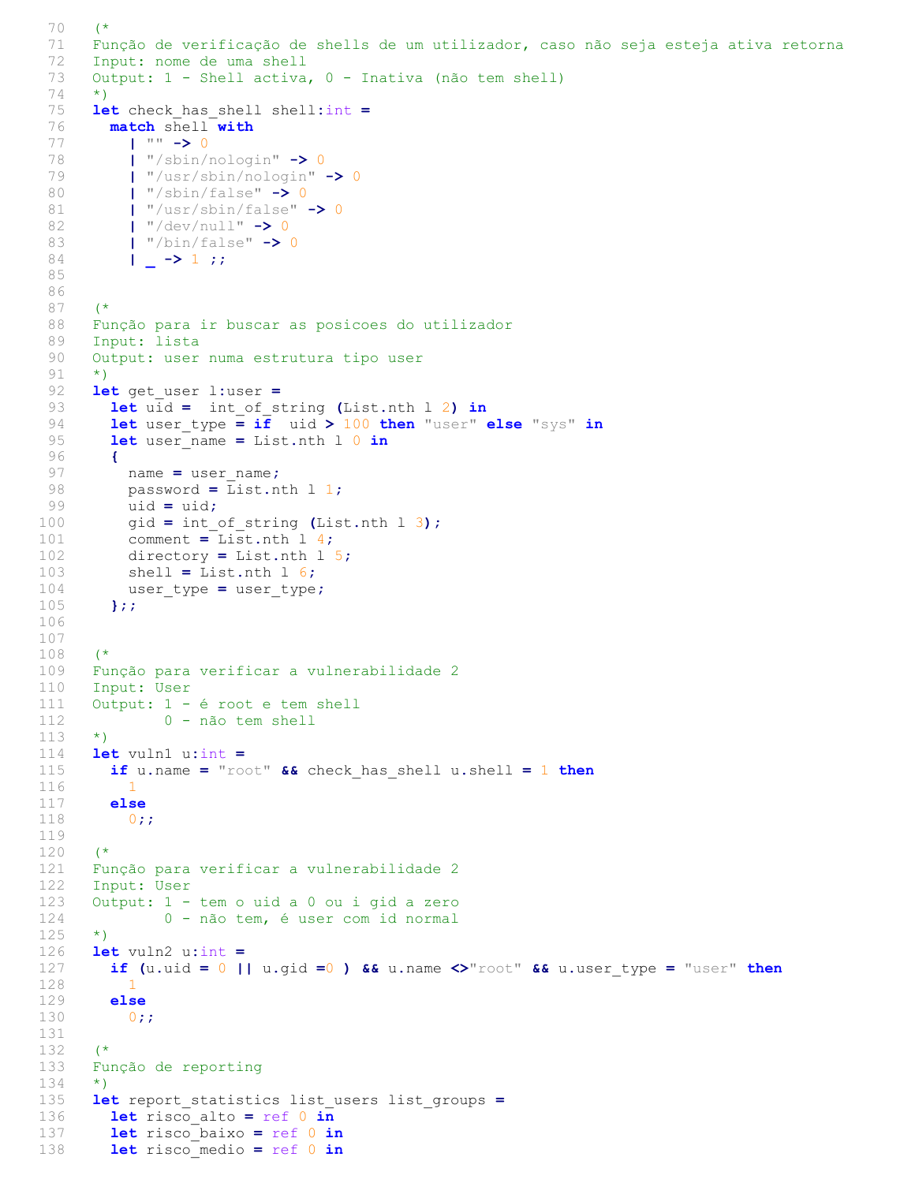```
(*
Função de verificação de shells de um utilizador, caso não seja esteja ativa retorna
Input: nome de uma shell
Output: 1 - Shell activa, 0 - Inativa (não tem shell)
*)
let check_has_shell shell:int =
  match shell with
    | "" -> 0
    | "/sbin/nologin" -> 0
    | "/usr/sbin/nologin" -> 0
    | "/sbin/false" -> 0
    | "/usr/sbin/false" -> 0
    | "/dev/null" -> 0
    | "/bin/false" -> 0
    | _ -> 1 ;;


(*
Função para ir buscar as posicoes do utilizador
Input: lista
Output: user numa estrutura tipo user
*)
let get_user l:user =
  let uid =  int_of_string (List.nth l 2) in
  let user_type = if  uid > 100 then "user" else "sys" in
  let user_name = List.nth l 0 in
  {
    name = user_name;
    password = List.nth l 1;
    uid = uid;
    gid = int_of_string (List.nth l 3);
    comment = List.nth l 4;
    directory = List.nth l 5;
    shell = List.nth l 6;
    user_type = user_type;
  };;


(*
Função para verificar a vulnerabilidade 2
Input: User
Output: 1 - é root e tem shell
        0 - não tem shell
*)
let vuln1 u:int =
  if u.name = "root" && check_has_shell u.shell = 1 then
    1
  else
    0;;

(*
Função para verificar a vulnerabilidade 2
Input: User
Output: 1 - tem o uid a 0 ou i gid a zero
        0 - não tem, é user com id normal
*)
let vuln2 u:int =
  if (u.uid = 0 || u.gid =0 ) && u.name <>"root" && u.user_type = "user" then
    1
  else
    0;;

(*
Função de reporting
*)
let report_statistics list_users list_groups =
  let risco_alto = ref 0 in
  let risco_baixo = ref 0 in
  let risco_medio = ref 0 in
```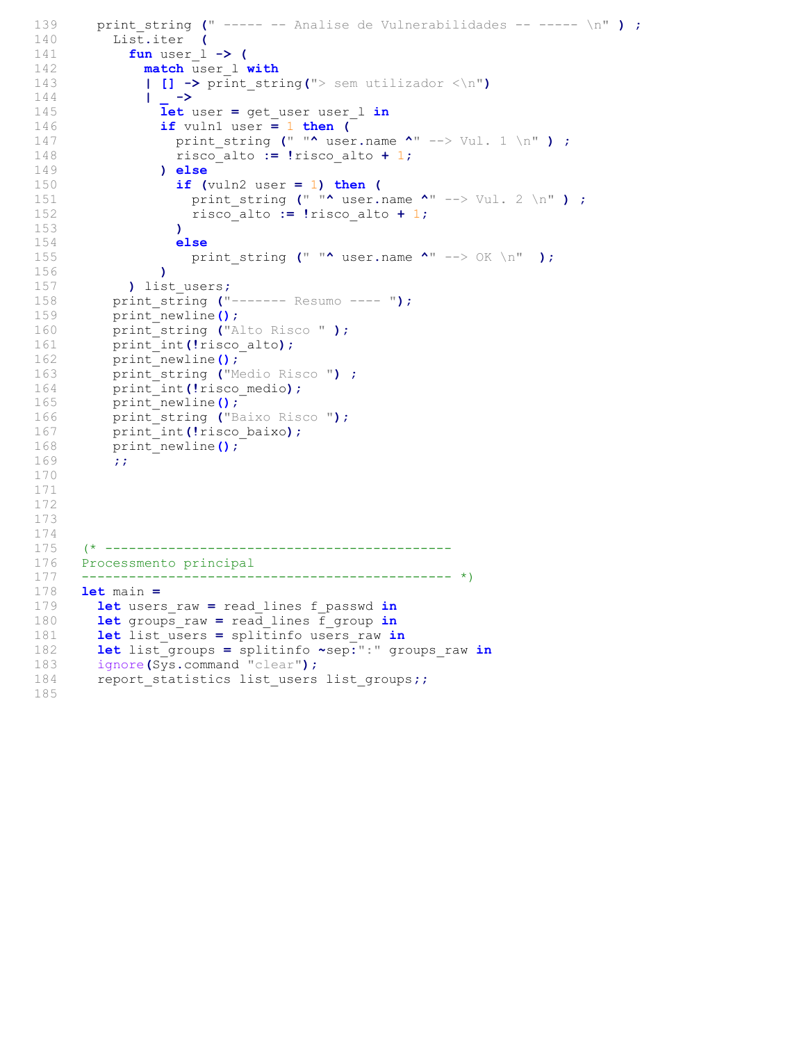```
  print_string (" ----- -- Analise de Vulnerabilidades -- ----- \n" ) ;
    List.iter  (
      fun user_l -> (
        match user_l with
        | [] -> print_string("> sem utilizador <\n")
        | _ ->
          let user = get_user user_l in
          if vuln1 user = 1 then (
            print_string (" "^ user.name ^" --> Vul. 1 \n" ) ;
            risco_alto := !risco_alto + 1;
          ) else
            if (vuln2 user = 1) then (
              print_string (" "^ user.name ^" --> Vul. 2 \n" ) ;
              risco_alto := !risco_alto + 1;
            )
            else
              print_string (" "^ user.name ^" --> OK \n"  );
          )
      ) list_users;
    print_string ("------- Resumo ---- ");
    print_newline();
    print_string ("Alto Risco " );
    print_int(!risco_alto);
    print_newline();
    print_string ("Medio Risco ") ;
    print_int(!risco_medio);
    print_newline();
    print_string ("Baixo Risco ");
    print_int(!risco_baixo);
    print_newline();
    ;;





(* -------------------------------------------
Processmento principal
---------------------------------------------- *)
let main =
  let users_raw = read_lines f_passwd in
  let groups_raw = read_lines f_group in
  let list_users = splitinfo users_raw in
  let list_groups = splitinfo ~sep:":" groups_raw in
  ignore(Sys.command "clear");
  report_statistics list_users list_groups;;
```